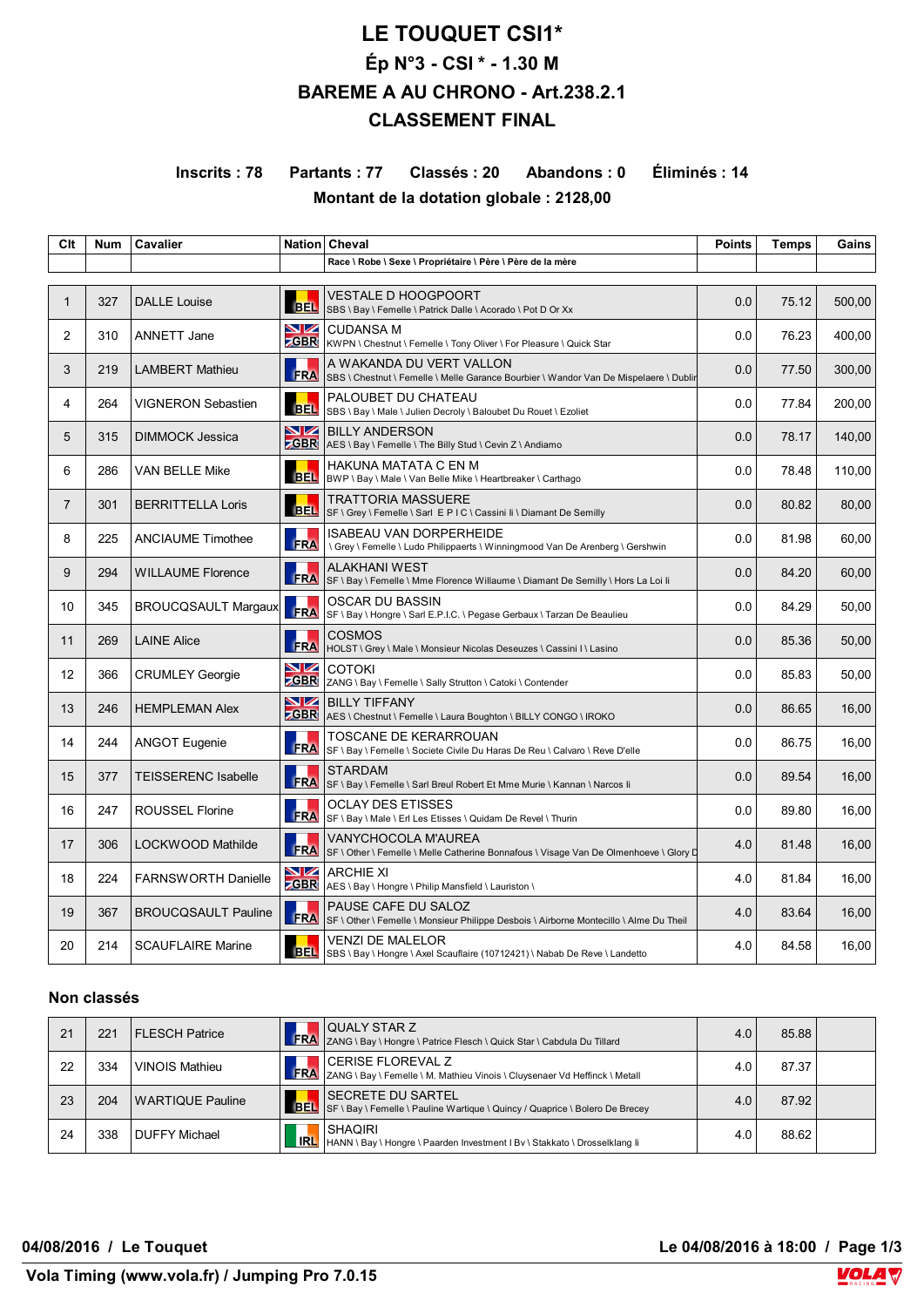# LE TOUQUET CSI1*

## Ép N°3 - CSI * - 1.30 M

## BAREME A AU CHRONO - Art.238.2.1

## CLASSEMENT FINAL

**Inscrits : 78 Partants : 77 Classés : 20 Abandons : 0 Éliminés : 14**

**Montant de la dotation globale : 2128,00**

| Clt | Num | Cavalier | Nation | Cheval<br>Race \ Robe \ Sexe \ Propriétaire \ Père \ Père de la mère | Points | Temps | Gains |
|---|---|---|---|---|---|---|---|
| 1 | 327 | DALLE Louise | BEL | VESTALE D HOOGPOORT<br>SBS \ Bay \ Femelle \ Patrick Dalle \ Acorado \ Pot D Or Xx | 0.0 | 75.12 | 500,00 |
| 2 | 310 | ANNETT Jane | GBR | CUDANSA M<br>KWPN \ Chestnut \ Femelle \ Tony Oliver \ For Pleasure \ Quick Star | 0.0 | 76.23 | 400,00 |
| 3 | 219 | LAMBERT Mathieu | FRA | A WAKANDA DU VERT VALLON<br>SBS \ Chestnut \ Femelle \ Melle Garance Bourbier \ Wandor Van De Mispelaere \ Dublir | 0.0 | 77.50 | 300,00 |
| 4 | 264 | VIGNERON Sebastien | BEL | PALOUBET DU CHATEAU<br>SBS \ Bay \ Male \ Julien Decroly \ Baloubet Du Rouet \ Ezoliet | 0.0 | 77.84 | 200,00 |
| 5 | 315 | DIMMOCK Jessica | GBR | BILLY ANDERSON<br>AES \ Bay \ Femelle \ The Billy Stud \ Cevin Z \ Andiamo | 0.0 | 78.17 | 140,00 |
| 6 | 286 | VAN BELLE Mike | BEL | HAKUNA MATATA C EN M<br>BWP \ Bay \ Male \ Van Belle Mike \ Heartbreaker \ Carthago | 0.0 | 78.48 | 110,00 |
| 7 | 301 | BERRITTELLA Loris | BEL | TRATTORIA MASSUERE<br>SF \ Grey \ Femelle \ Sarl E P I C \ Cassini Ii \ Diamant De Semilly | 0.0 | 80.82 | 80,00 |
| 8 | 225 | ANCIAUME Timothee | FRA | ISABEAU VAN DORPERHEIDE<br>\ Grey \ Femelle \ Ludo Philippaerts \ Winningmood Van De Arenberg \ Gershwin | 0.0 | 81.98 | 60,00 |
| 9 | 294 | WILLAUME Florence | FRA | ALAKHANI WEST<br>SF \ Bay \ Femelle \ Mme Florence Willaume \ Diamant De Semilly \ Hors La Loi Ii | 0.0 | 84.20 | 60,00 |
| 10 | 345 | BROUCQSAULT Margaux | FRA | OSCAR DU BASSIN<br>SF \ Bay \ Hongre \ Sarl E.P.I.C. \ Pegase Gerbaux \ Tarzan De Beaulieu | 0.0 | 84.29 | 50,00 |
| 11 | 269 | LAINE Alice | FRA | COSMOS<br>HOLST \ Grey \ Male \ Monsieur Nicolas Deseuzes \ Cassini I \ Lasino | 0.0 | 85.36 | 50,00 |
| 12 | 366 | CRUMLEY Georgie | GBR | COTOKI<br>ZANG \ Bay \ Femelle \ Sally Strutton \ Catoki \ Contender | 0.0 | 85.83 | 50,00 |
| 13 | 246 | HEMPLEMAN Alex | GBR | BILLY TIFFANY<br>AES \ Chestnut \ Femelle \ Laura Boughton \ BILLY CONGO \ IROKO | 0.0 | 86.65 | 16,00 |
| 14 | 244 | ANGOT Eugenie | FRA | TOSCANE DE KERARROUAN<br>SF \ Bay \ Femelle \ Societe Civile Du Haras De Reu \ Calvaro \ Reve D'elle | 0.0 | 86.75 | 16,00 |
| 15 | 377 | TEISSERENC Isabelle | FRA | STARDAM<br>SF \ Bay \ Femelle \ Sarl Breul Robert Et Mme Murie \ Kannan \ Narcos Ii | 0.0 | 89.54 | 16,00 |
| 16 | 247 | ROUSSEL Florine | FRA | OCLAY DES ETISSES<br>SF \ Bay \ Male \ Erl Les Etisses \ Quidam De Revel \ Thurin | 0.0 | 89.80 | 16,00 |
| 17 | 306 | LOCKWOOD Mathilde | FRA | VANYCHOCOLA M'AUREA<br>SF \ Other \ Femelle \ Melle Catherine Bonnafous \ Visage Van De Olmenhoeve \ Glory D | 4.0 | 81.48 | 16,00 |
| 18 | 224 | FARNSWORTH Danielle | GBR | ARCHIE XI<br>AES \ Bay \ Hongre \ Philip Mansfield \ Lauriston \ | 4.0 | 81.84 | 16,00 |
| 19 | 367 | BROUCQSAULT Pauline | FRA | PAUSE CAFE DU SALOZ<br>SF \ Other \ Femelle \ Monsieur Philippe Desbois \ Airborne Montecillo \ Alme Du Theil | 4.0 | 83.64 | 16,00 |
| 20 | 214 | SCAUFLAIRE Marine | BEL | VENZI DE MALELOR<br>SBS \ Bay \ Hongre \ Axel Scauflaire (10712421) \ Nabab De Reve \ Landetto | 4.0 | 84.58 | 16,00 |

### Non classés

| Clt | Num | Cavalier | Nation | Cheval | Points | Temps | Gains |
|---|---|---|---|---|---|---|---|
| 21 | 221 | FLESCH Patrice | FRA | QUALY STAR Z<br>ZANG \ Bay \ Hongre \ Patrice Flesch \ Quick Star \ Cabdula Du Tillard | 4.0 | 85.88 | |
| 22 | 334 | VINOIS Mathieu | FRA | CERISE FLOREVAL Z<br>ZANG \ Bay \ Femelle \ M. Mathieu Vinois \ Cluysenaer Vd Heffinck \ Metall | 4.0 | 87.37 | |
| 23 | 204 | WARTIQUE Pauline | BEL | SECRETE DU SARTEL<br>SF \ Bay \ Femelle \ Pauline Wartique \ Quincy / Quaprice \ Bolero De Brecey | 4.0 | 87.92 | |
| 24 | 338 | DUFFY Michael | IRL | SHAQIRI<br>HANN \ Bay \ Hongre \ Paarden Investment I Bv \ Stakkato \ Drosselklang Ii | 4.0 | 88.62 | |

**04/08/2016 / Le Touquet** **Le 04/08/2016 à 18:00**

**Vola Timing (www.vola.fr) / Jumping Pro 7.0.15**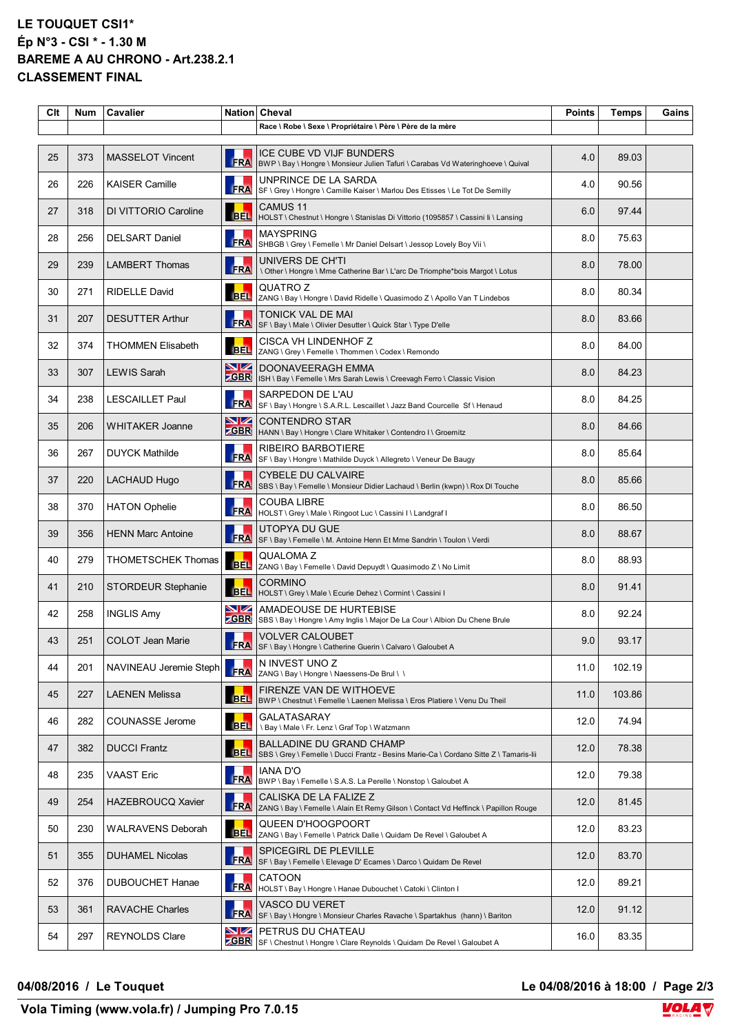**LE TOUQUET CSI1***
**Ép N°3 - CSI * - 1.30 M**
**BAREME A AU CHRONO - Art.238.2.1**
**CLASSEMENT FINAL**

| Clt | Num | Cavalier | Nation | Cheval<br>Race \ Robe \ Sexe \ Propriétaire \ Père \ Père de la mère | Points | Temps | Gains |
|---|---|---|---|---|---|---|---|
| 25 | 373 | MASSELOT Vincent | FRA | ICE CUBE VD VIJF BUNDERS<br>BWP \ Bay \ Hongre \ Monsieur Julien Tafuri \ Carabas Vd Wateringhoeve \ Quival | 4.0 | 89.03 | |
| 26 | 226 | KAISER Camille | FRA | UNPRINCE DE LA SARDA<br>SF \ Grey \ Hongre \ Camille Kaiser \ Marlou Des Etisses \ Le Tot De Semilly | 4.0 | 90.56 | |
| 27 | 318 | DI VITTORIO Caroline | BEL | CAMUS 11<br>HOLST \ Chestnut \ Hongre \ Stanislas Di Vittorio (1095857 \ Cassini Ii \ Lansing | 6.0 | 97.44 | |
| 28 | 256 | DELSART Daniel | FRA | MAYSPRING<br>SHBGB \ Grey \ Femelle \ Mr Daniel Delsart \ Jessop Lovely Boy Vii \ | 8.0 | 75.63 | |
| 29 | 239 | LAMBERT Thomas | FRA | UNIVERS DE CH'TI<br>\ Other \ Hongre \ Mme Catherine Bar \ L'arc De Triomphe*bois Margot \ Lotus | 8.0 | 78.00 | |
| 30 | 271 | RIDELLE David | BEL | QUATRO Z<br>ZANG \ Bay \ Hongre \ David Ridelle \ Quasimodo Z \ Apollo Van T Lindebos | 8.0 | 80.34 | |
| 31 | 207 | DESUTTER Arthur | FRA | TONICK VAL DE MAI<br>SF \ Bay \ Male \ Olivier Desutter \ Quick Star \ Type D'elle | 8.0 | 83.66 | |
| 32 | 374 | THOMMEN Elisabeth | BEL | CISCA VH LINDENHOF Z<br>ZANG \ Grey \ Femelle \ Thommen \ Codex \ Remondo | 8.0 | 84.00 | |
| 33 | 307 | LEWIS Sarah | GBR | DOONAVEERAGH EMMA<br>ISH \ Bay \ Femelle \ Mrs Sarah Lewis \ Creevagh Ferro \ Classic Vision | 8.0 | 84.23 | |
| 34 | 238 | LESCAILLET Paul | FRA | SARPEDON DE L'AU<br>SF \ Bay \ Hongre \ S.A.R.L. Lescaillet \ Jazz Band Courcelle Sf \ Henaud | 8.0 | 84.25 | |
| 35 | 206 | WHITAKER Joanne | GBR | CONTENDRO STAR<br>HANN \ Bay \ Hongre \ Clare Whitaker \ Contendro I \ Groemitz | 8.0 | 84.66 | |
| 36 | 267 | DUYCK Mathilde | FRA | RIBEIRO BARBOTIERE<br>SF \ Bay \ Hongre \ Mathilde Duyck \ Allegreto \ Veneur De Baugy | 8.0 | 85.64 | |
| 37 | 220 | LACHAUD Hugo | FRA | CYBELE DU CALVAIRE<br>SBS \ Bay \ Femelle \ Monsieur Didier Lachaud \ Berlin (kwpn) \ Rox Dl Touche | 8.0 | 85.66 | |
| 38 | 370 | HATON Ophelie | FRA | COUBA LIBRE<br>HOLST \ Grey \ Male \ Ringoot Luc \ Cassini I \ Landgraf I | 8.0 | 86.50 | |
| 39 | 356 | HENN Marc Antoine | FRA | UTOPYA DU GUE<br>SF \ Bay \ Femelle \ M. Antoine Henn Et Mme Sandrin \ Toulon \ Verdi | 8.0 | 88.67 | |
| 40 | 279 | THOMETSCHEK Thomas | BEL | QUALOMA Z<br>ZANG \ Bay \ Femelle \ David Depuydt \ Quasimodo Z \ No Limit | 8.0 | 88.93 | |
| 41 | 210 | STORDEUR Stephanie | BEL | CORMINO<br>HOLST \ Grey \ Male \ Ecurie Dehez \ Cormint \ Cassini I | 8.0 | 91.41 | |
| 42 | 258 | INGLIS Amy | GBR | AMADEOUSE DE HURTEBISE<br>SBS \ Bay \ Hongre \ Amy Inglis \ Major De La Cour \ Albion Du Chene Brule | 8.0 | 92.24 | |
| 43 | 251 | COLOT Jean Marie | FRA | VOLVER CALOUBET<br>SF \ Bay \ Hongre \ Catherine Guerin \ Calvaro \ Galoubet A | 9.0 | 93.17 | |
| 44 | 201 | NAVINEAU Jeremie Steph | FRA | N INVEST UNO Z<br>ZANG \ Bay \ Hongre \ Naessens-De Brul \ \ | 11.0 | 102.19 | |
| 45 | 227 | LAENEN Melissa | BEL | FIRENZE VAN DE WITHOEVE<br>BWP \ Chestnut \ Femelle \ Laenen Melissa \ Eros Platiere \ Venu Du Theil | 11.0 | 103.86 | |
| 46 | 282 | COUNASSE Jerome | BEL | GALATASARAY<br>\ Bay \ Male \ Fr. Lenz \ Graf Top \ Watzmann | 12.0 | 74.94 | |
| 47 | 382 | DUCCI Frantz | BEL | BALLADINE DU GRAND CHAMP<br>SBS \ Grey \ Femelle \ Ducci Frantz - Besins Marie-Ca \ Cordano Sitte Z \ Tamaris-Iii | 12.0 | 78.38 | |
| 48 | 235 | VAAST Eric | FRA | IANA D'O<br>BWP \ Bay \ Femelle \ S.A.S. La Perelle \ Nonstop \ Galoubet A | 12.0 | 79.38 | |
| 49 | 254 | HAZEBROUCQ Xavier | FRA | CALISKA DE LA FALIZE Z<br>ZANG \ Bay \ Femelle \ Alain Et Remy Gilson \ Contact Vd Heffinck \ Papillon Rouge | 12.0 | 81.45 | |
| 50 | 230 | WALRAVENS Deborah | BEL | QUEEN D'HOOGPOORT<br>ZANG \ Bay \ Femelle \ Patrick Dalle \ Quidam De Revel \ Galoubet A | 12.0 | 83.23 | |
| 51 | 355 | DUHAMEL Nicolas | FRA | SPICEGIRL DE PLEVILLE<br>SF \ Bay \ Femelle \ Elevage D' Ecames \ Darco \ Quidam De Revel | 12.0 | 83.70 | |
| 52 | 376 | DUBOUCHET Hanae | FRA | CATOON<br>HOLST \ Bay \ Hongre \ Hanae Dubouchet \ Catoki \ Clinton I | 12.0 | 89.21 | |
| 53 | 361 | RAVACHE Charles | FRA | VASCO DU VERET<br>SF \ Bay \ Hongre \ Monsieur Charles Ravache \ Spartakhus (hann) \ Bariton | 12.0 | 91.12 | |
| 54 | 297 | REYNOLDS Clare | GBR | PETRUS DU CHATEAU<br>SF \ Chestnut \ Hongre \ Clare Reynolds \ Quidam De Revel \ Galoubet A | 16.0 | 83.35 | |

**04/08/2016 / Le Touquet** — **Le 04/08/2016 à 18:00**

**Vola Timing (www.vola.fr) / Jumping Pro 7.0.15**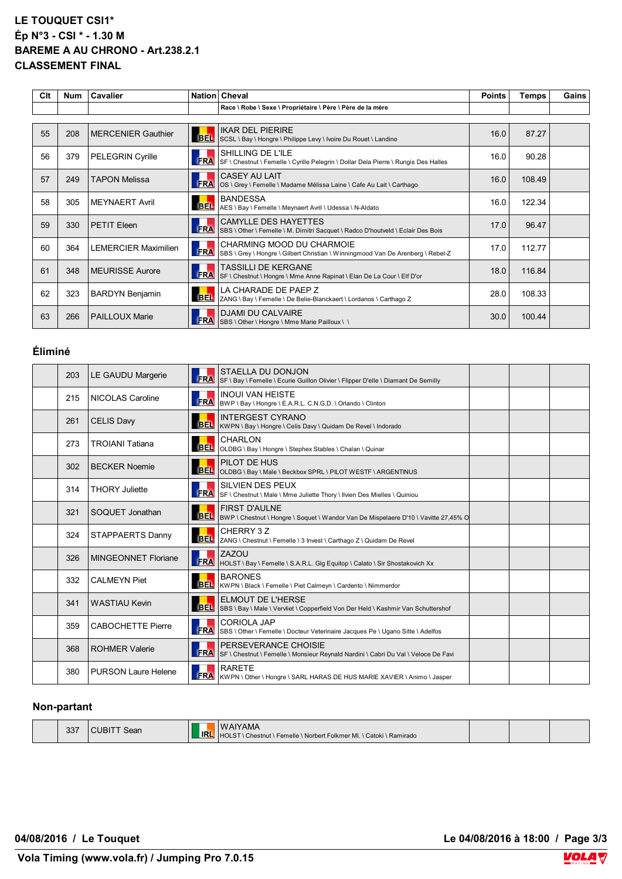**LE TOUQUET CSI1***
**Ép N°3 - CSI * - 1.30 M**
**BAREME A AU CHRONO - Art.238.2.1**
**CLASSEMENT FINAL**

| Clt | Num | Cavalier | Nation | Cheval<br>Race \ Robe \ Sexe \ Propriétaire \ Père \ Père de la mère | Points | Temps | Gains |
|---|---|---|---|---|---|---|---|
| 55 | 208 | MERCENIER Gauthier | BEL | IKAR DEL PIERIRE<br>SCSL \ Bay \ Hongre \ Philippe Levy \ Ivoire Du Rouet \ Landino | 16.0 | 87.27 | |
| 56 | 379 | PELEGRIN Cyrille | FRA | SHILLING DE L'ILE<br>SF \ Chestnut \ Femelle \ Cyrille Pelegrin \ Dollar Dela Pierre \ Rungis Des Halles | 16.0 | 90.28 | |
| 57 | 249 | TAPON Melissa | FRA | CASEY AU LAIT<br>OS \ Grey \ Femelle \ Madame Mélissa Laine \ Cafe Au Lait \ Carthago | 16.0 | 108.49 | |
| 58 | 305 | MEYNAERT Avril | BEL | BANDESSA<br>AES \ Bay \ Femelle \ Meynaert Avril \ Udessa \ N-Aldato | 16.0 | 122.34 | |
| 59 | 330 | PETIT Eleen | FRA | CAMYLLE DES HAYETTES<br>SBS \ Other \ Femelle \ M. Dimitri Sacquet \ Radco D'houtveld \ Eclair Des Bois | 17.0 | 96.47 | |
| 60 | 364 | LEMERCIER Maximilien | FRA | CHARMING MOOD DU CHARMOIE<br>SBS \ Grey \ Hongre \ Gilbert Christian \ Winningmood Van De Arenberg \ Rebel-Z | 17.0 | 112.77 | |
| 61 | 348 | MEURISSE Aurore | FRA | TASSILLI DE KERGANE<br>SF \ Chestnut \ Hongre \ Mme Anne Rapinat \ Elan De La Cour \ Elf D'or | 18.0 | 116.84 | |
| 62 | 323 | BARDYN Benjamin | BEL | LA CHARADE DE PAEP Z<br>ZANG \ Bay \ Femelle \ De Belie-Blanckaert \ Lordanos \ Carthago Z | 28.0 | 108.33 | |
| 63 | 266 | PAILLOUX Marie | FRA | DJAMI DU CALVAIRE<br>SBS \ Other \ Hongre \ Mme Marie Pailloux \ \ | 30.0 | 100.44 | |

## Éliminé

| Clt | Num | Cavalier | Nation | Cheval | Points | Temps | Gains |
|---|---|---|---|---|---|---|---|
| | 203 | LE GAUDU Margerie | FRA | STAELLA DU DONJON<br>SF \ Bay \ Femelle \ Ecurie Guillon Olivier \ Flipper D'elle \ Diamant De Semilly | | | |
| | 215 | NICOLAS Caroline | FRA | INOUI VAN HEISTE<br>BWP \ Bay \ Hongre \ E.A.R.L. C.N.G.D. \ Orlando \ Clinton | | | |
| | 261 | CELIS Davy | BEL | INTERGEST CYRANO<br>KWPN \ Bay \ Hongre \ Celis Davy \ Quidam De Revel \ Indorado | | | |
| | 273 | TROIANI Tatiana | BEL | CHARLON<br>OLDBG \ Bay \ Hongre \ Stephex Stables \ Chalan \ Quinar | | | |
| | 302 | BECKER Noemie | BEL | PILOT DE HUS<br>OLDBG \ Bay \ Male \ Beckbox SPRL \ PILOT WESTF \ ARGENTINUS | | | |
| | 314 | THORY Juliette | FRA | SILVIEN DES PEUX<br>SF \ Chestnut \ Male \ Mme Juliette Thory \ Ilvien Des Mielles \ Quiniou | | | |
| | 321 | SOQUET Jonathan | BEL | FIRST D'AULNE<br>BWP \ Chestnut \ Hongre \ Soquet \ Wandor Van De Mispelaere D'10 \ Vavitte 27,45% O | | | |
| | 324 | STAPPAERTS Danny | BEL | CHERRY 3 Z<br>ZANG \ Chestnut \ Femelle \ 3 Invest \ Carthago Z \ Quidam De Revel | | | |
| | 326 | MINGEONNET Floriane | FRA | ZAZOU<br>HOLST \ Bay \ Femelle \ S.A.R.L. Glg Equitop \ Calato \ Sir Shostakovich Xx | | | |
| | 332 | CALMEYN Piet | BEL | BARONES<br>KWPN \ Black \ Femelle \ Piet Calmeyn \ Cardento \ Nimmerdor | | | |
| | 341 | WASTIAU Kevin | BEL | ELMOUT DE L'HERSE<br>SBS \ Bay \ Male \ Vervliet \ Copperfield Von Der Held \ Kashmir Van Schuttershof | | | |
| | 359 | CABOCHETTE Pierre | FRA | CORIOLA JAP<br>SBS \ Other \ Femelle \ Docteur Veterinaire Jacques Pe \ Ugano Sitte \ Adelfos | | | |
| | 368 | ROHMER Valerie | FRA | PERSEVERANCE CHOISIE<br>SF \ Chestnut \ Femelle \ Monsieur Reynald Nardini \ Cabri Du Val \ Veloce De Favi | | | |
| | 380 | PURSON Laure Helene | FRA | RARETE<br>KWPN \ Other \ Hongre \ SARL HARAS DE HUS MARIE XAVIER \ Animo \ Jasper | | | |

## Non-partant

| Clt | Num | Cavalier | Nation | Cheval | Points | Temps | Gains |
|---|---|---|---|---|---|---|---|
| | 337 | CUBITT Sean | IRL | WAIYAMA<br>HOLST \ Chestnut \ Femelle \ Norbert Folkmer Ml. \ Catoki \ Ramirado | | | |

**04/08/2016 / Le Touquet** — **Le 04/08/2016 à 18:00**

**Vola Timing (www.vola.fr) / Jumping Pro 7.0.15**